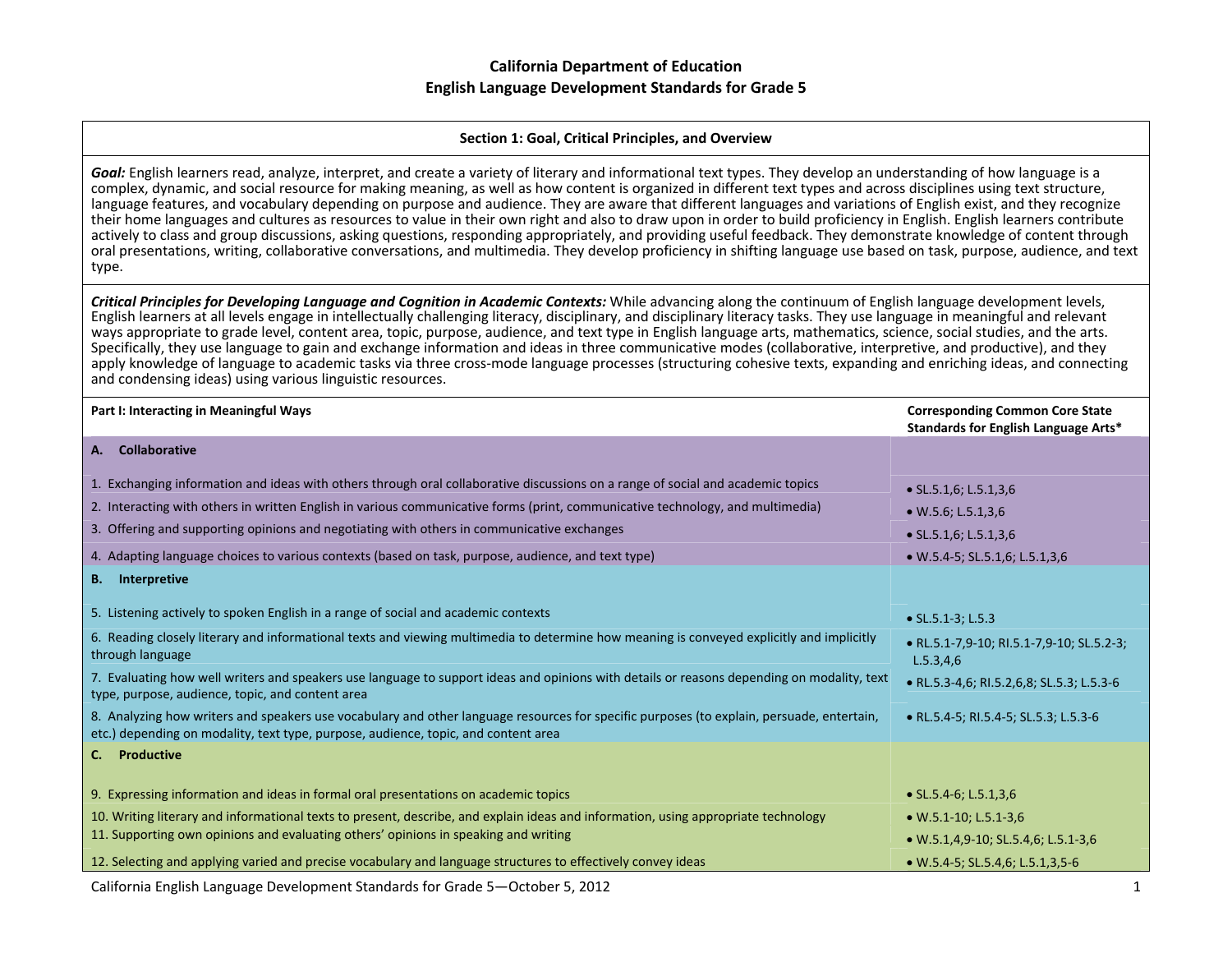# California Department of Education
## English Language Development Standards for Grade 5

### Section 1: Goal, Critical Principles, and Overview

***Goal:*** English learners read, analyze, interpret, and create a variety of literary and informational text types. They develop an understanding of how language is a complex, dynamic, and social resource for making meaning, as well as how content is organized in different text types and across disciplines using text structure, language features, and vocabulary depending on purpose and audience. They are aware that different languages and variations of English exist, and they recognize their home languages and cultures as resources to value in their own right and also to draw upon in order to build proficiency in English. English learners contribute actively to class and group discussions, asking questions, responding appropriately, and providing useful feedback. They demonstrate knowledge of content through oral presentations, writing, collaborative conversations, and multimedia. They develop proficiency in shifting language use based on task, purpose, audience, and text type.

***Critical Principles for Developing Language and Cognition in Academic Contexts:*** While advancing along the continuum of English language development levels, English learners at all levels engage in intellectually challenging literacy, disciplinary, and disciplinary literacy tasks. They use language in meaningful and relevant ways appropriate to grade level, content area, topic, purpose, audience, and text type in English language arts, mathematics, science, social studies, and the arts. Specifically, they use language to gain and exchange information and ideas in three communicative modes (collaborative, interpretive, and productive), and they apply knowledge of language to academic tasks via three cross-mode language processes (structuring cohesive texts, expanding and enriching ideas, and connecting and condensing ideas) using various linguistic resources.

| Part I: Interacting in Meaningful Ways | Corresponding Common Core State Standards for English Language Arts* |
|---|---|
| **A. Collaborative** | |
| 1. Exchanging information and ideas with others through oral collaborative discussions on a range of social and academic topics | • SL.5.1,6; L.5.1,3,6 |
| 2. Interacting with others in written English in various communicative forms (print, communicative technology, and multimedia) | • W.5.6; L.5.1,3,6 |
| 3. Offering and supporting opinions and negotiating with others in communicative exchanges | • SL.5.1,6; L.5.1,3,6 |
| 4. Adapting language choices to various contexts (based on task, purpose, audience, and text type) | • W.5.4-5; SL.5.1,6; L.5.1,3,6 |
| **B. Interpretive** | |
| 5. Listening actively to spoken English in a range of social and academic contexts | • SL.5.1-3; L.5.3 |
| 6. Reading closely literary and informational texts and viewing multimedia to determine how meaning is conveyed explicitly and implicitly through language | • RL.5.1-7,9-10; RI.5.1-7,9-10; SL.5.2-3; L.5.3,4,6 |
| 7. Evaluating how well writers and speakers use language to support ideas and opinions with details or reasons depending on modality, text type, purpose, audience, topic, and content area | • RL.5.3-4,6; RI.5.2,6,8; SL.5.3; L.5.3-6 |
| 8. Analyzing how writers and speakers use vocabulary and other language resources for specific purposes (to explain, persuade, entertain, etc.) depending on modality, text type, purpose, audience, topic, and content area | • RL.5.4-5; RI.5.4-5; SL.5.3; L.5.3-6 |
| **C. Productive** | |
| 9. Expressing information and ideas in formal oral presentations on academic topics | • SL.5.4-6; L.5.1,3,6 |
| 10. Writing literary and informational texts to present, describe, and explain ideas and information, using appropriate technology | • W.5.1-10; L.5.1-3,6 |
| 11. Supporting own opinions and evaluating others' opinions in speaking and writing | • W.5.1,4,9-10; SL.5.4,6; L.5.1-3,6 |
| 12. Selecting and applying varied and precise vocabulary and language structures to effectively convey ideas | • W.5.4-5; SL.5.4,6; L.5.1,3,5-6 |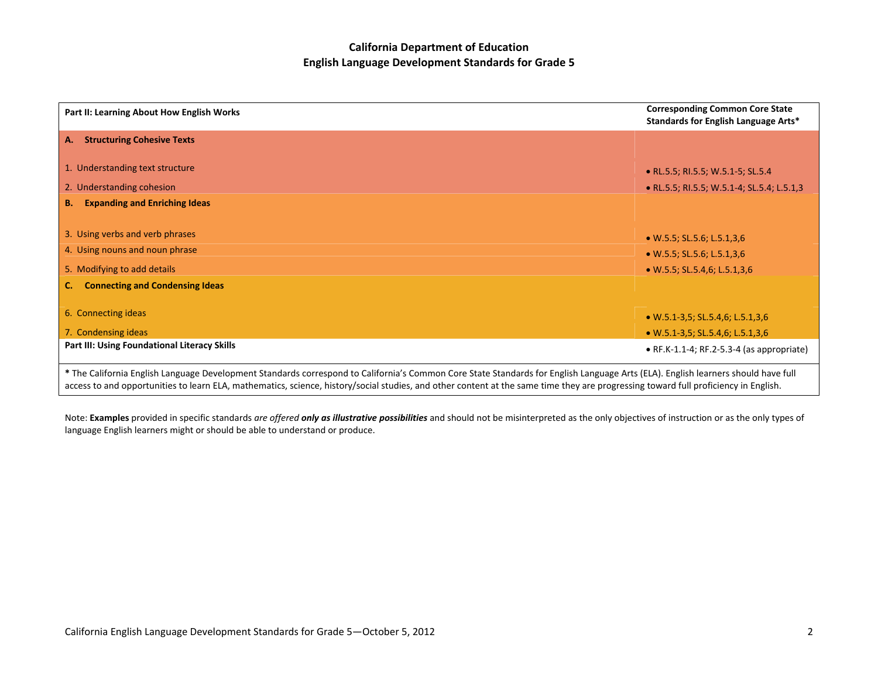### California Department of Education
### English Language Development Standards for Grade 5

| Part II: Learning About How English Works | Corresponding Common Core State Standards for English Language Arts* |
|---|---|
| **A. Structuring Cohesive Texts** | |
| 1. Understanding text structure | • RL.5.5; RI.5.5; W.5.1-5; SL.5.4 |
| 2. Understanding cohesion | • RL.5.5; RI.5.5; W.5.1-4; SL.5.4; L.5.1,3 |
| **B. Expanding and Enriching Ideas** | |
| 3. Using verbs and verb phrases | • W.5.5; SL.5.6; L.5.1,3,6 |
| 4. Using nouns and noun phrase | • W.5.5; SL.5.6; L.5.1,3,6 |
| 5. Modifying to add details | • W.5.5; SL.5.4,6; L.5.1,3,6 |
| **C. Connecting and Condensing Ideas** | |
| 6. Connecting ideas | • W.5.1-3,5; SL.5.4,6; L.5.1,3,6 |
| 7. Condensing ideas | • W.5.1-3,5; SL.5.4,6; L.5.1,3,6 |
| **Part III: Using Foundational Literacy Skills** | • RF.K-1.1-4; RF.2-5.3-4 (as appropriate) |

**\*** The California English Language Development Standards correspond to California's Common Core State Standards for English Language Arts (ELA). English learners should have full access to and opportunities to learn ELA, mathematics, science, history/social studies, and other content at the same time they are progressing toward full proficiency in English.

Note: **Examples** provided in specific standards *are offered* ***only as illustrative possibilities*** and should not be misinterpreted as the only objectives of instruction or as the only types of language English learners might or should be able to understand or produce.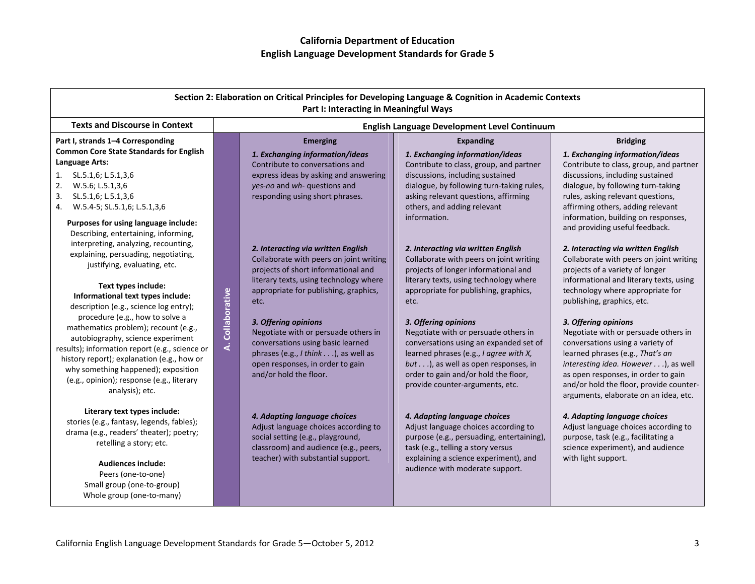# California Department of Education
## English Language Development Standards for Grade 5

| Section 2: Elaboration on Critical Principles for Developing Language & Cognition in Academic Contexts<br>Part I: Interacting in Meaningful Ways | | | | |
|---|---|---|---|---|
| **Texts and Discourse in Context** | | **English Language Development Level Continuum** | | |
| **Part I, strands 1–4 Corresponding Common Core State Standards for English Language Arts:**<br>1. SL.5.1,6; L.5.1,3,6<br>2. W.5.6; L.5.1,3,6<br>3. SL.5.1,6; L.5.1,3,6<br>4. W.5.4-5; SL.5.1,6; L.5.1,3,6<br><br>**Purposes for using language include:** Describing, entertaining, informing, interpreting, analyzing, recounting, explaining, persuading, negotiating, justifying, evaluating, etc.<br><br>**Text types include:**<br>**Informational text types include:** description (e.g., science log entry); procedure (e.g., how to solve a mathematics problem); recount (e.g., autobiography, science experiment results); information report (e.g., science or history report); explanation (e.g., how or why something happened); exposition (e.g., opinion); response (e.g., literary analysis); etc.<br><br>**Literary text types include:** stories (e.g., fantasy, legends, fables); drama (e.g., readers' theater); poetry; retelling a story; etc.<br><br>**Audiences include:**<br>Peers (one-to-one)<br>Small group (one-to-group)<br>Whole group (one-to-many) | **A. Collaborative** | **Emerging**<br><br>***1. Exchanging information/ideas***<br>Contribute to conversations and express ideas by asking and answering *yes-no* and *wh-* questions and responding using short phrases.<br><br>***2. Interacting via written English***<br>Collaborate with peers on joint writing projects of short informational and literary texts, using technology where appropriate for publishing, graphics, etc.<br><br>***3. Offering opinions***<br>Negotiate with or persuade others in conversations using basic learned phrases (e.g., *I think . . .*), as well as open responses, in order to gain and/or hold the floor.<br><br>***4. Adapting language choices***<br>Adjust language choices according to social setting (e.g., playground, classroom) and audience (e.g., peers, teacher) with substantial support. | **Expanding**<br><br>***1. Exchanging information/ideas***<br>Contribute to class, group, and partner discussions, including sustained dialogue, by following turn-taking rules, asking relevant questions, affirming others, and adding relevant information.<br><br>***2. Interacting via written English***<br>Collaborate with peers on joint writing projects of longer informational and literary texts, using technology where appropriate for publishing, graphics, etc.<br><br>***3. Offering opinions***<br>Negotiate with or persuade others in conversations using an expanded set of learned phrases (e.g., *I agree with X, but . . .*), as well as open responses, in order to gain and/or hold the floor, provide counter-arguments, etc.<br><br>***4. Adapting language choices***<br>Adjust language choices according to purpose (e.g., persuading, entertaining), task (e.g., telling a story versus explaining a science experiment), and audience with moderate support. | **Bridging**<br><br>***1. Exchanging information/ideas***<br>Contribute to class, group, and partner discussions, including sustained dialogue, by following turn-taking rules, asking relevant questions, affirming others, adding relevant information, building on responses, and providing useful feedback.<br><br>***2. Interacting via written English***<br>Collaborate with peers on joint writing projects of a variety of longer informational and literary texts, using technology where appropriate for publishing, graphics, etc.<br><br>***3. Offering opinions***<br>Negotiate with or persuade others in conversations using a variety of learned phrases (e.g., *That's an interesting idea. However . . .*), as well as open responses, in order to gain and/or hold the floor, provide counter-arguments, elaborate on an idea, etc.<br><br>***4. Adapting language choices***<br>Adjust language choices according to purpose, task (e.g., facilitating a science experiment), and audience with light support. |

California English Language Development Standards for Grade 5—October 5, 2012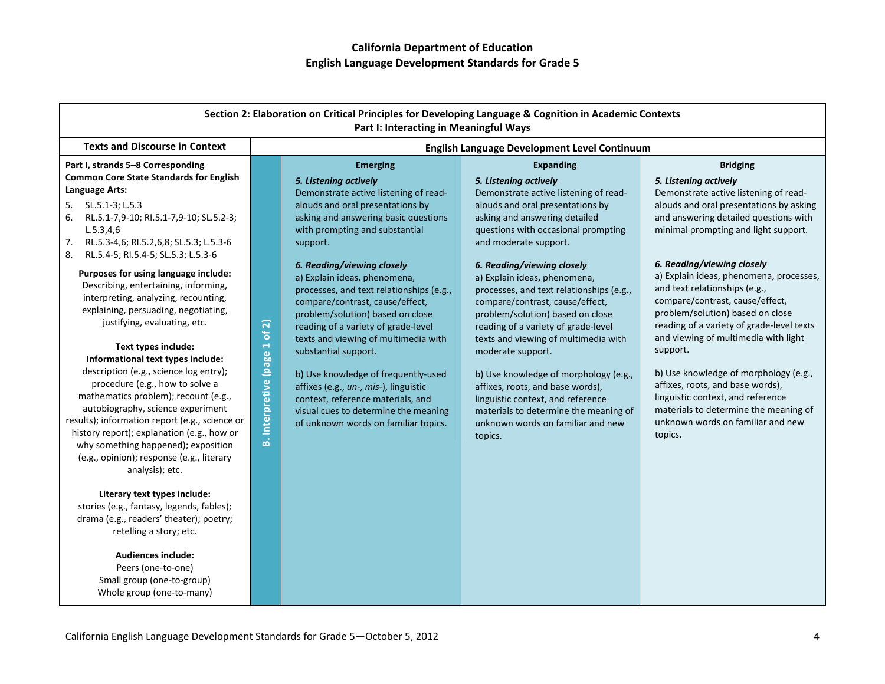# California Department of Education
## English Language Development Standards for Grade 5

| Section 2: Elaboration on Critical Principles for Developing Language & Cognition in Academic Contexts<br>Part I: Interacting in Meaningful Ways | | | | |
|---|---|---|---|---|
| **Texts and Discourse in Context** | | **English Language Development Level Continuum** | | |
| **Part I, strands 5–8 Corresponding Common Core State Standards for English Language Arts:**<br>5. SL.5.1-3; L.5.3<br>6. RL.5.1-7,9-10; RI.5.1-7,9-10; SL.5.2-3; L.5.3,4,6<br>7. RL.5.3-4,6; RI.5.2,6,8; SL.5.3; L.5.3-6<br>8. RL.5.4-5; RI.5.4-5; SL.5.3; L.5.3-6<br><br>**Purposes for using language include:**<br>Describing, entertaining, informing, interpreting, analyzing, recounting, explaining, persuading, negotiating, justifying, evaluating, etc.<br><br>**Text types include:**<br>**Informational text types include:**<br>description (e.g., science log entry); procedure (e.g., how to solve a mathematics problem); recount (e.g., autobiography, science experiment results); information report (e.g., science or history report); explanation (e.g., how or why something happened); exposition (e.g., opinion); response (e.g., literary analysis); etc.<br><br>**Literary text types include:**<br>stories (e.g., fantasy, legends, fables); drama (e.g., readers' theater); poetry; retelling a story; etc.<br><br>**Audiences include:**<br>Peers (one-to-one)<br>Small group (one-to-group)<br>Whole group (one-to-many) | **B. Interpretive (page 1 of 2)** | **Emerging**<br>***5. Listening actively***<br>Demonstrate active listening of read-alouds and oral presentations by asking and answering basic questions with prompting and substantial support.<br><br>***6. Reading/viewing closely***<br>a) Explain ideas, phenomena, processes, and text relationships (e.g., compare/contrast, cause/effect, problem/solution) based on close reading of a variety of grade-level texts and viewing of multimedia with substantial support.<br><br>b) Use knowledge of frequently-used affixes (e.g., *un-*, *mis-*), linguistic context, reference materials, and visual cues to determine the meaning of unknown words on familiar topics. | **Expanding**<br>***5. Listening actively***<br>Demonstrate active listening of read-alouds and oral presentations by asking and answering detailed questions with occasional prompting and moderate support.<br><br>***6. Reading/viewing closely***<br>a) Explain ideas, phenomena, processes, and text relationships (e.g., compare/contrast, cause/effect, problem/solution) based on close reading of a variety of grade-level texts and viewing of multimedia with moderate support.<br><br>b) Use knowledge of morphology (e.g., affixes, roots, and base words), linguistic context, and reference materials to determine the meaning of unknown words on familiar and new topics. | **Bridging**<br>***5. Listening actively***<br>Demonstrate active listening of read-alouds and oral presentations by asking and answering detailed questions with minimal prompting and light support.<br><br>***6. Reading/viewing closely***<br>a) Explain ideas, phenomena, processes, and text relationships (e.g., compare/contrast, cause/effect, problem/solution) based on close reading of a variety of grade-level texts and viewing of multimedia with light support.<br><br>b) Use knowledge of morphology (e.g., affixes, roots, and base words), linguistic context, and reference materials to determine the meaning of unknown words on familiar and new topics. |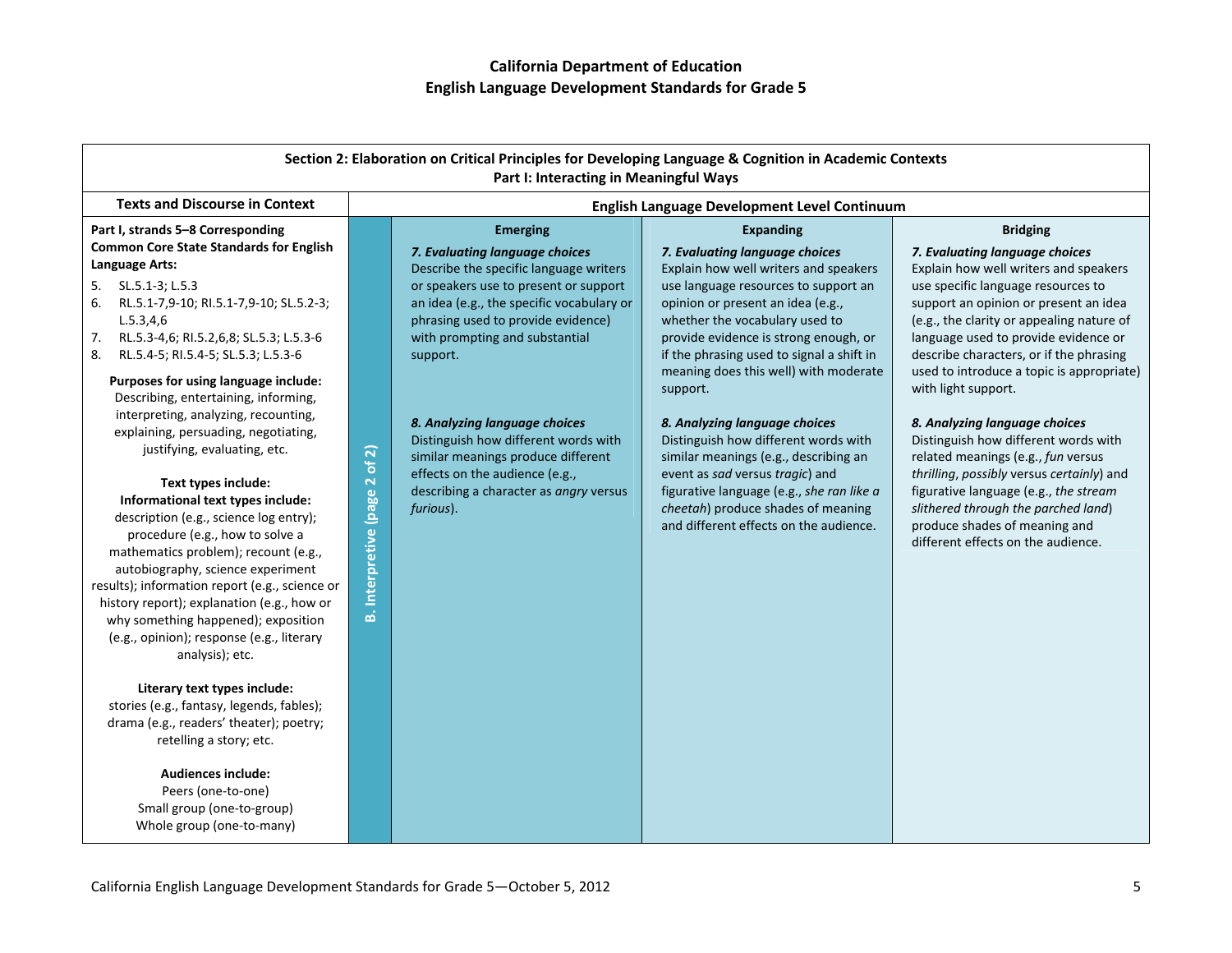## California Department of Education
## English Language Development Standards for Grade 5

**Section 2: Elaboration on Critical Principles for Developing Language & Cognition in Academic Contexts**
**Part I: Interacting in Meaningful Ways**

| Texts and Discourse in Context | | English Language Development Level Continuum | | |
|---|---|---|---|---|
| | | **Emerging** | **Expanding** | **Bridging** |
| **Part I, strands 5–8 Corresponding Common Core State Standards for English Language Arts:**<br>5. SL.5.1-3; L.5.3<br>6. RL.5.1-7,9-10; RI.5.1-7,9-10; SL.5.2-3; L.5.3,4,6<br>7. RL.5.3-4,6; RI.5.2,6,8; SL.5.3; L.5.3-6<br>8. RL.5.4-5; RI.5.4-5; SL.5.3; L.5.3-6<br><br>**Purposes for using language include:**<br>Describing, entertaining, informing, interpreting, analyzing, recounting, explaining, persuading, negotiating, justifying, evaluating, etc.<br><br>**Text types include:**<br>**Informational text types include:**<br>description (e.g., science log entry); procedure (e.g., how to solve a mathematics problem); recount (e.g., autobiography, science experiment results); information report (e.g., science or history report); explanation (e.g., how or why something happened); exposition (e.g., opinion); response (e.g., literary analysis); etc.<br><br>**Literary text types include:**<br>stories (e.g., fantasy, legends, fables); drama (e.g., readers' theater); poetry; retelling a story; etc.<br><br>**Audiences include:**<br>Peers (one-to-one)<br>Small group (one-to-group)<br>Whole group (one-to-many) | **B. Interpretive (page 2 of 2)** | ***7. Evaluating language choices***<br>Describe the specific language writers or speakers use to present or support an idea (e.g., the specific vocabulary or phrasing used to provide evidence) with prompting and substantial support.<br><br>***8. Analyzing language choices***<br>Distinguish how different words with similar meanings produce different effects on the audience (e.g., describing a character as *angry* versus *furious*). | ***7. Evaluating language choices***<br>Explain how well writers and speakers use language resources to support an opinion or present an idea (e.g., whether the vocabulary used to provide evidence is strong enough, or if the phrasing used to signal a shift in meaning does this well) with moderate support.<br><br>***8. Analyzing language choices***<br>Distinguish how different words with similar meanings (e.g., describing an event as *sad* versus *tragic*) and figurative language (e.g., *she ran like a cheetah*) produce shades of meaning and different effects on the audience. | ***7. Evaluating language choices***<br>Explain how well writers and speakers use specific language resources to support an opinion or present an idea (e.g., the clarity or appealing nature of language used to provide evidence or describe characters, or if the phrasing used to introduce a topic is appropriate) with light support.<br><br>***8. Analyzing language choices***<br>Distinguish how different words with related meanings (e.g., *fun* versus *thrilling*, *possibly* versus *certainly*) and figurative language (e.g., *the stream slithered through the parched land*) produce shades of meaning and different effects on the audience. |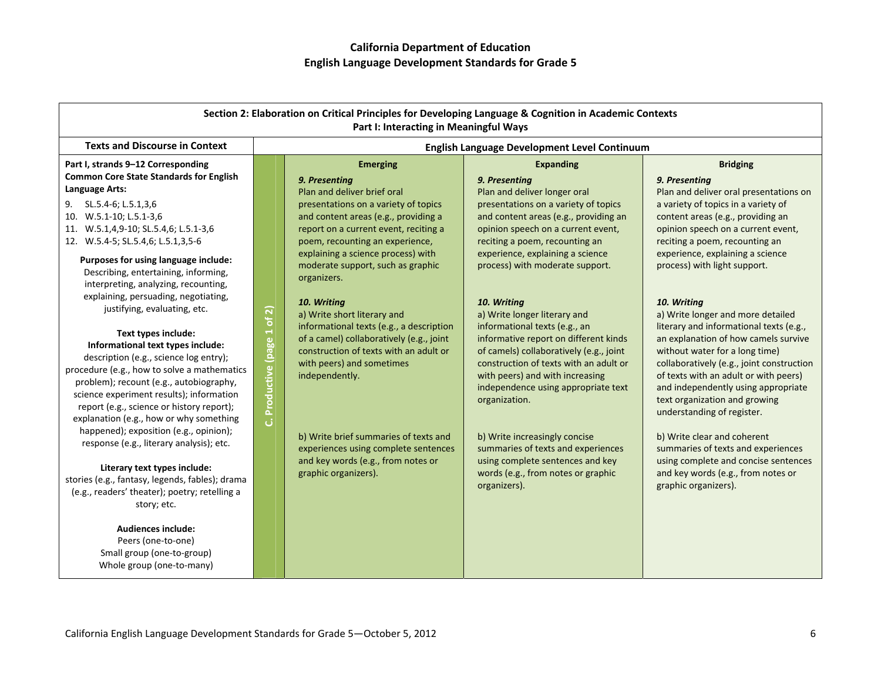## California Department of Education
## English Language Development Standards for Grade 5

| Section 2: Elaboration on Critical Principles for Developing Language & Cognition in Academic Contexts<br>Part I: Interacting in Meaningful Ways | | | | |
|---|---|---|---|---|
| **Texts and Discourse in Context** | | **English Language Development Level Continuum** | | |
| **Part I, strands 9–12 Corresponding Common Core State Standards for English Language Arts:**<br>9. SL.5.4-6; L.5.1,3,6<br>10. W.5.1-10; L.5.1-3,6<br>11. W.5.1,4,9-10; SL.5.4,6; L.5.1-3,6<br>12. W.5.4-5; SL.5.4,6; L.5.1,3,5-6<br><br>**Purposes for using language include:**<br>Describing, entertaining, informing, interpreting, analyzing, recounting, explaining, persuading, negotiating, justifying, evaluating, etc.<br><br>**Text types include:**<br>**Informational text types include:**<br>description (e.g., science log entry); procedure (e.g., how to solve a mathematics problem); recount (e.g., autobiography, science experiment results); information report (e.g., science or history report); explanation (e.g., how or why something happened); exposition (e.g., opinion); response (e.g., literary analysis); etc.<br><br>**Literary text types include:**<br>stories (e.g., fantasy, legends, fables); drama (e.g., readers' theater); poetry; retelling a story; etc.<br><br>**Audiences include:**<br>Peers (one-to-one)<br>Small group (one-to-group)<br>Whole group (one-to-many) | **C. Productive (page 1 of 2)** | **Emerging**<br><br>***9. Presenting***<br>Plan and deliver brief oral presentations on a variety of topics and content areas (e.g., providing a report on a current event, reciting a poem, recounting an experience, explaining a science process) with moderate support, such as graphic organizers.<br><br>***10. Writing***<br>a) Write short literary and informational texts (e.g., a description of a camel) collaboratively (e.g., joint construction of texts with an adult or with peers) and sometimes independently.<br><br>b) Write brief summaries of texts and experiences using complete sentences and key words (e.g., from notes or graphic organizers). | **Expanding**<br><br>***9. Presenting***<br>Plan and deliver longer oral presentations on a variety of topics and content areas (e.g., providing an opinion speech on a current event, reciting a poem, recounting an experience, explaining a science process) with moderate support.<br><br>***10. Writing***<br>a) Write longer literary and informational texts (e.g., an informative report on different kinds of camels) collaboratively (e.g., joint construction of texts with an adult or with peers) and with increasing independence using appropriate text organization.<br><br>b) Write increasingly concise summaries of texts and experiences using complete sentences and key words (e.g., from notes or graphic organizers). | **Bridging**<br><br>***9. Presenting***<br>Plan and deliver oral presentations on a variety of topics in a variety of content areas (e.g., providing an opinion speech on a current event, reciting a poem, recounting an experience, explaining a science process) with light support.<br><br>***10. Writing***<br>a) Write longer and more detailed literary and informational texts (e.g., an explanation of how camels survive without water for a long time) collaboratively (e.g., joint construction of texts with an adult or with peers) and independently using appropriate text organization and growing understanding of register.<br><br>b) Write clear and coherent summaries of texts and experiences using complete and concise sentences and key words (e.g., from notes or graphic organizers). |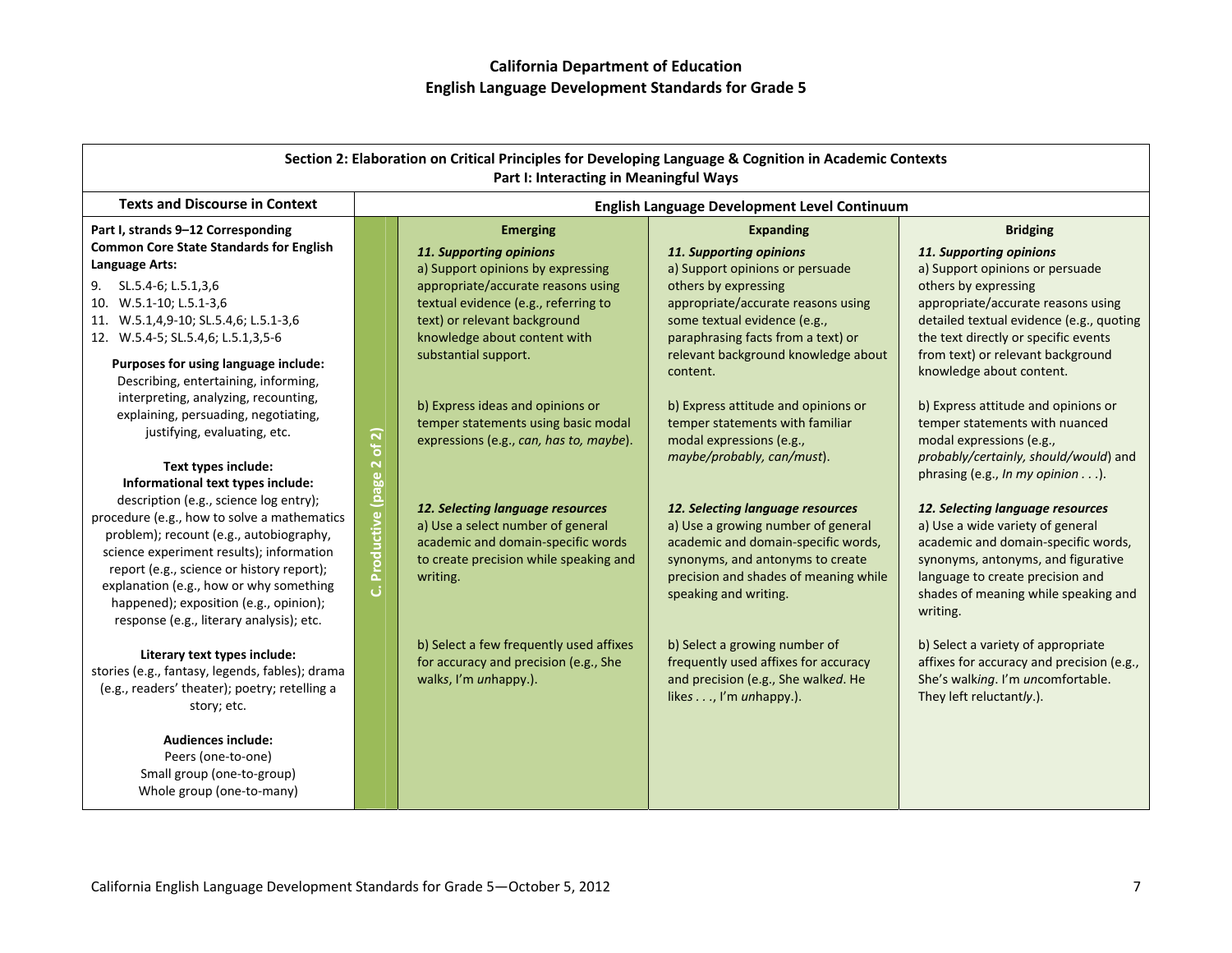**California Department of Education**
**English Language Development Standards for Grade 5**

| Section 2: Elaboration on Critical Principles for Developing Language & Cognition in Academic Contexts<br>Part I: Interacting in Meaningful Ways | | | | |
|---|---|---|---|---|
| **Texts and Discourse in Context** | | **English Language Development Level Continuum** | | |
| **Part I, strands 9–12 Corresponding Common Core State Standards for English Language Arts:**<br>9. SL.5.4-6; L.5.1,3,6<br>10. W.5.1-10; L.5.1-3,6<br>11. W.5.1,4,9-10; SL.5.4,6; L.5.1-3,6<br>12. W.5.4-5; SL.5.4,6; L.5.1,3,5-6<br><br>**Purposes for using language include:** Describing, entertaining, informing, interpreting, analyzing, recounting, explaining, persuading, negotiating, justifying, evaluating, etc.<br><br>**Text types include:**<br>**Informational text types include:** description (e.g., science log entry); procedure (e.g., how to solve a mathematics problem); recount (e.g., autobiography, science experiment results); information report (e.g., science or history report); explanation (e.g., how or why something happened); exposition (e.g., opinion); response (e.g., literary analysis); etc.<br><br>**Literary text types include:** stories (e.g., fantasy, legends, fables); drama (e.g., readers' theater); poetry; retelling a story; etc.<br><br>**Audiences include:**<br>Peers (one-to-one)<br>Small group (one-to-group)<br>Whole group (one-to-many) | **C. Productive (page 2 of 2)** | **Emerging**<br><br>***11. Supporting opinions***<br>a) Support opinions by expressing appropriate/accurate reasons using textual evidence (e.g., referring to text) or relevant background knowledge about content with substantial support.<br><br>b) Express ideas and opinions or temper statements using basic modal expressions (e.g., *can, has to, maybe*).<br><br>***12. Selecting language resources***<br>a) Use a select number of general academic and domain-specific words to create precision while speaking and writing.<br><br>b) Select a few frequently used affixes for accuracy and precision (e.g., She walk*s*, I'm *un*happy.). | **Expanding**<br><br>***11. Supporting opinions***<br>a) Support opinions or persuade others by expressing appropriate/accurate reasons using some textual evidence (e.g., paraphrasing facts from a text) or relevant background knowledge about content.<br><br>b) Express attitude and opinions or temper statements with familiar modal expressions (e.g., *maybe/probably, can/must*).<br><br>***12. Selecting language resources***<br>a) Use a growing number of general academic and domain-specific words, synonyms, and antonyms to create precision and shades of meaning while speaking and writing.<br><br>b) Select a growing number of frequently used affixes for accuracy and precision (e.g., She walk*ed*. He like*s* . . ., I'm *un*happy.). | **Bridging**<br><br>***11. Supporting opinions***<br>a) Support opinions or persuade others by expressing appropriate/accurate reasons using detailed textual evidence (e.g., quoting the text directly or specific events from text) or relevant background knowledge about content.<br><br>b) Express attitude and opinions or temper statements with nuanced modal expressions (e.g., *probably/certainly, should/would*) and phrasing (e.g., *In my opinion . . .*).<br><br>***12. Selecting language resources***<br>a) Use a wide variety of general academic and domain-specific words, synonyms, antonyms, and figurative language to create precision and shades of meaning while speaking and writing.<br><br>b) Select a variety of appropriate affixes for accuracy and precision (e.g., She's walk*ing*. I'm *un*comfortable. They left reluctant*ly*.). |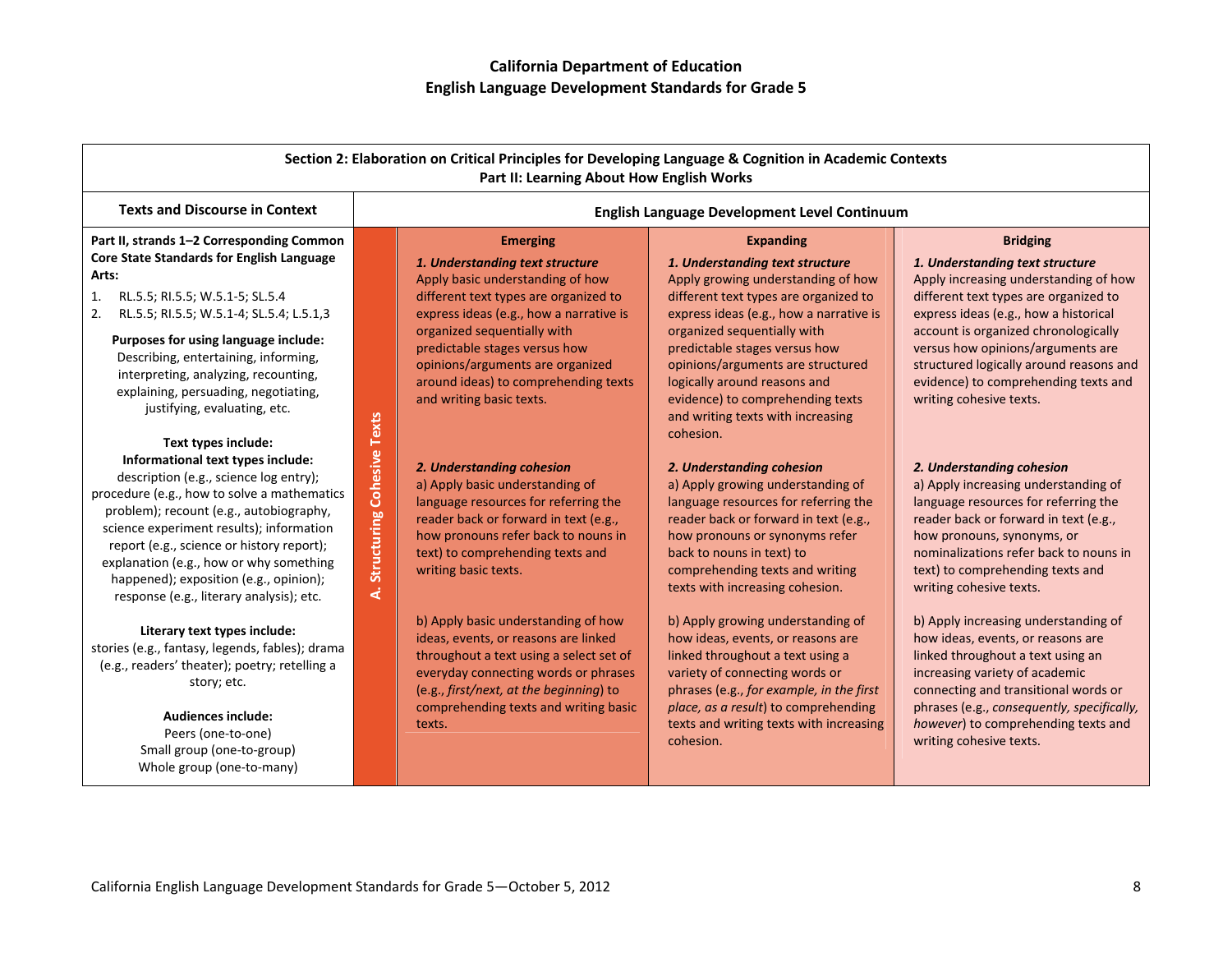# California Department of Education
# English Language Development Standards for Grade 5

## Section 2: Elaboration on Critical Principles for Developing Language & Cognition in Academic Contexts
## Part II: Learning About How English Works

| Texts and Discourse in Context | | English Language Development Level Continuum | | |
|---|---|---|---|---|
| | | **Emerging** | **Expanding** | **Bridging** |
| **Part II, strands 1–2 Corresponding Common Core State Standards for English Language Arts:**<br>1. RL.5.5; RI.5.5; W.5.1-5; SL.5.4<br>2. RL.5.5; RI.5.5; W.5.1-4; SL.5.4; L.5.1,3<br><br>**Purposes for using language include:** Describing, entertaining, informing, interpreting, analyzing, recounting, explaining, persuading, negotiating, justifying, evaluating, etc.<br><br>**Text types include:**<br>**Informational text types include:** description (e.g., science log entry); procedure (e.g., how to solve a mathematics problem); recount (e.g., autobiography, science experiment results); information report (e.g., science or history report); explanation (e.g., how or why something happened); exposition (e.g., opinion); response (e.g., literary analysis); etc.<br><br>**Literary text types include:** stories (e.g., fantasy, legends, fables); drama (e.g., readers' theater); poetry; retelling a story; etc.<br><br>**Audiences include:**<br>Peers (one-to-one)<br>Small group (one-to-group)<br>Whole group (one-to-many) | **A. Structuring Cohesive Texts** | ***1. Understanding text structure***<br>Apply basic understanding of how different text types are organized to express ideas (e.g., how a narrative is organized sequentially with predictable stages versus how opinions/arguments are organized around ideas) to comprehending texts and writing basic texts. | ***1. Understanding text structure***<br>Apply growing understanding of how different text types are organized to express ideas (e.g., how a narrative is organized sequentially with predictable stages versus how opinions/arguments are structured logically around reasons and evidence) to comprehending texts and writing texts with increasing cohesion. | ***1. Understanding text structure***<br>Apply increasing understanding of how different text types are organized to express ideas (e.g., how a historical account is organized chronologically versus how opinions/arguments are structured logically around reasons and evidence) to comprehending texts and writing cohesive texts. |
| | | ***2. Understanding cohesion***<br>a) Apply basic understanding of language resources for referring the reader back or forward in text (e.g., how pronouns refer back to nouns in text) to comprehending texts and writing basic texts. | ***2. Understanding cohesion***<br>a) Apply growing understanding of language resources for referring the reader back or forward in text (e.g., how pronouns or synonyms refer back to nouns in text) to comprehending texts and writing texts with increasing cohesion. | ***2. Understanding cohesion***<br>a) Apply increasing understanding of language resources for referring the reader back or forward in text (e.g., how pronouns, synonyms, or nominalizations refer back to nouns in text) to comprehending texts and writing cohesive texts. |
| | | b) Apply basic understanding of how ideas, events, or reasons are linked throughout a text using a select set of everyday connecting words or phrases (e.g., *first/next, at the beginning*) to comprehending texts and writing basic texts. | b) Apply growing understanding of how ideas, events, or reasons are linked throughout a text using a variety of connecting words or phrases (e.g., *for example, in the first place, as a result*) to comprehending texts and writing texts with increasing cohesion. | b) Apply increasing understanding of how ideas, events, or reasons are linked throughout a text using an increasing variety of academic connecting and transitional words or phrases (e.g., *consequently, specifically, however*) to comprehending texts and writing cohesive texts. |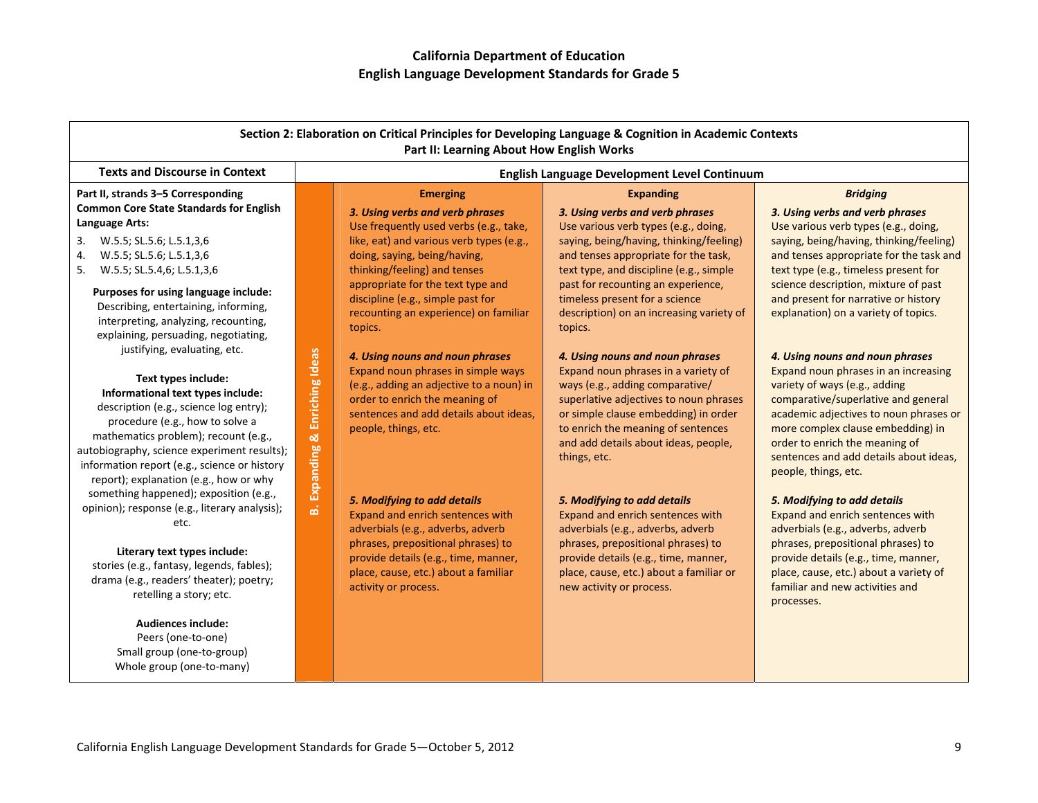# California Department of Education
# English Language Development Standards for Grade 5

## Section 2: Elaboration on Critical Principles for Developing Language & Cognition in Academic Contexts
## Part II: Learning About How English Works

| Texts and Discourse in Context | | English Language Development Level Continuum | | |
|---|---|---|---|---|
| | | **Emerging** | **Expanding** | ***Bridging*** |
| **Part II, strands 3–5 Corresponding Common Core State Standards for English Language Arts:**<br>3. W.5.5; SL.5.6; L.5.1,3,6<br>4. W.5.5; SL.5.6; L.5.1,3,6<br>5. W.5.5; SL.5.4,6; L.5.1,3,6<br><br>**Purposes for using language include:** Describing, entertaining, informing, interpreting, analyzing, recounting, explaining, persuading, negotiating, justifying, evaluating, etc.<br><br>**Text types include:**<br>**Informational text types include:** description (e.g., science log entry); procedure (e.g., how to solve a mathematics problem); recount (e.g., autobiography, science experiment results); information report (e.g., science or history report); explanation (e.g., how or why something happened); exposition (e.g., opinion); response (e.g., literary analysis); etc.<br><br>**Literary text types include:** stories (e.g., fantasy, legends, fables); drama (e.g., readers' theater); poetry; retelling a story; etc.<br><br>**Audiences include:**<br>Peers (one-to-one)<br>Small group (one-to-group)<br>Whole group (one-to-many) | **B. Expanding & Enriching Ideas** | ***3. Using verbs and verb phrases***<br>Use frequently used verbs (e.g., take, like, eat) and various verb types (e.g., doing, saying, being/having, thinking/feeling) and tenses appropriate for the text type and discipline (e.g., simple past for recounting an experience) on familiar topics. | ***3. Using verbs and verb phrases***<br>Use various verb types (e.g., doing, saying, being/having, thinking/feeling) and tenses appropriate for the task, text type, and discipline (e.g., simple past for recounting an experience, timeless present for a science description) on an increasing variety of topics. | ***3. Using verbs and verb phrases***<br>Use various verb types (e.g., doing, saying, being/having, thinking/feeling) and tenses appropriate for the task and text type (e.g., timeless present for science description, mixture of past and present for narrative or history explanation) on a variety of topics. |
| | | ***4. Using nouns and noun phrases***<br>Expand noun phrases in simple ways (e.g., adding an adjective to a noun) in order to enrich the meaning of sentences and add details about ideas, people, things, etc. | ***4. Using nouns and noun phrases***<br>Expand noun phrases in a variety of ways (e.g., adding comparative/superlative adjectives to noun phrases or simple clause embedding) in order to enrich the meaning of sentences and add details about ideas, people, things, etc. | ***4. Using nouns and noun phrases***<br>Expand noun phrases in an increasing variety of ways (e.g., adding comparative/superlative and general academic adjectives to noun phrases or more complex clause embedding) in order to enrich the meaning of sentences and add details about ideas, people, things, etc. |
| | | ***5. Modifying to add details***<br>Expand and enrich sentences with adverbials (e.g., adverbs, adverb phrases, prepositional phrases) to provide details (e.g., time, manner, place, cause, etc.) about a familiar activity or process. | ***5. Modifying to add details***<br>Expand and enrich sentences with adverbials (e.g., adverbs, adverb phrases, prepositional phrases) to provide details (e.g., time, manner, place, cause, etc.) about a familiar or new activity or process. | ***5. Modifying to add details***<br>Expand and enrich sentences with adverbials (e.g., adverbs, adverb phrases, prepositional phrases) to provide details (e.g., time, manner, place, cause, etc.) about a variety of familiar and new activities and processes. |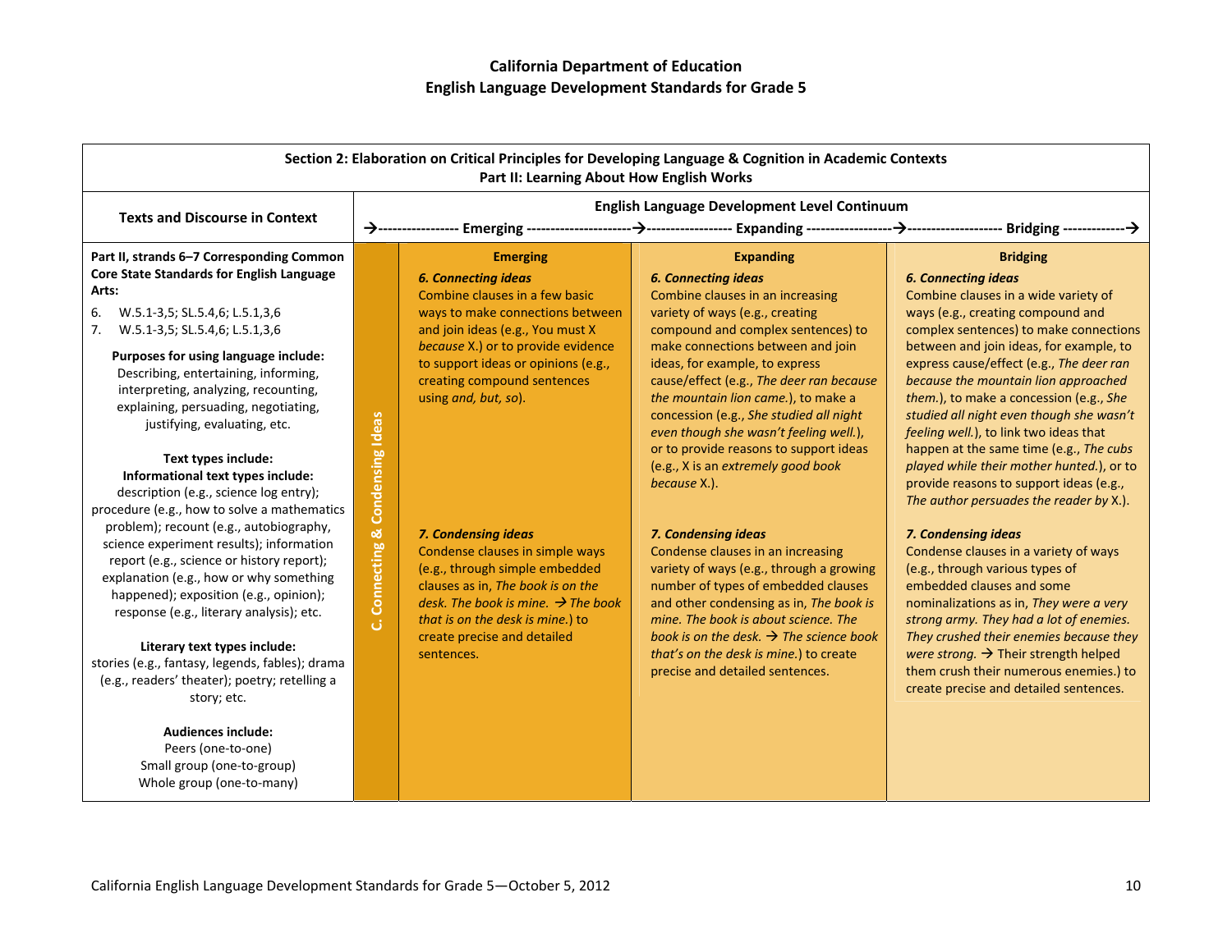**California Department of Education**
**English Language Development Standards for Grade 5**

| **Section 2: Elaboration on Critical Principles for Developing Language & Cognition in Academic Contexts**<br>**Part II: Learning About How English Works** | | | | |
|---|---|---|---|---|
| **Texts and Discourse in Context** | | **English Language Development Level Continuum**<br>→---------------- Emerging ----------------→---------------- Expanding ----------------→---------------- Bridging ----------------→ | | |
| **Part II, strands 6–7 Corresponding Common Core State Standards for English Language Arts:**<br>6. W.5.1-3,5; SL.5.4,6; L.5.1,3,6<br>7. W.5.1-3,5; SL.5.4,6; L.5.1,3,6<br><br>**Purposes for using language include:**<br>Describing, entertaining, informing, interpreting, analyzing, recounting, explaining, persuading, negotiating, justifying, evaluating, etc.<br><br>**Text types include:**<br>**Informational text types include:**<br>description (e.g., science log entry); procedure (e.g., how to solve a mathematics problem); recount (e.g., autobiography, science experiment results); information report (e.g., science or history report); explanation (e.g., how or why something happened); exposition (e.g., opinion); response (e.g., literary analysis); etc.<br><br>**Literary text types include:**<br>stories (e.g., fantasy, legends, fables); drama (e.g., readers' theater); poetry; retelling a story; etc.<br><br>**Audiences include:**<br>Peers (one-to-one)<br>Small group (one-to-group)<br>Whole group (one-to-many) | **C. Connecting & Condensing Ideas** | **Emerging**<br>***6. Connecting ideas***<br>Combine clauses in a few basic ways to make connections between and join ideas (e.g., You must X *because* X.) or to provide evidence to support ideas or opinions (e.g., creating compound sentences using *and, but, so*).<br><br>***7. Condensing ideas***<br>Condense clauses in simple ways (e.g., through simple embedded clauses as in, *The book is on the desk. The book is mine.* → *The book that is on the desk is mine.*) to create precise and detailed sentences. | **Expanding**<br>***6. Connecting ideas***<br>Combine clauses in an increasing variety of ways (e.g., creating compound and complex sentences) to make connections between and join ideas, for example, to express cause/effect (e.g., *The deer ran because the mountain lion came.*), to make a concession (e.g., *She studied all night even though she wasn't feeling well.*), or to provide reasons to support ideas (e.g., X is an *extremely good book because* X.).<br><br>***7. Condensing ideas***<br>Condense clauses in an increasing variety of ways (e.g., through a growing number of types of embedded clauses and other condensing as in, *The book is mine. The book is about science. The book is on the desk.* → *The science book that's on the desk is mine.*) to create precise and detailed sentences. | **Bridging**<br>***6. Connecting ideas***<br>Combine clauses in a wide variety of ways (e.g., creating compound and complex sentences) to make connections between and join ideas, for example, to express cause/effect (e.g., *The deer ran because the mountain lion approached them.*), to make a concession (e.g., *She studied all night even though she wasn't feeling well.*), to link two ideas that happen at the same time (e.g., *The cubs played while their mother hunted.*), or to provide reasons to support ideas (e.g., *The author persuades the reader by* X.).<br><br>***7. Condensing ideas***<br>Condense clauses in a variety of ways (e.g., through various types of embedded clauses and some nominalizations as in, *They were a very strong army. They had a lot of enemies. They crushed their enemies because they were strong.* → Their strength helped them crush their numerous enemies.) to create precise and detailed sentences. |

California English Language Development Standards for Grade 5—October 5, 2012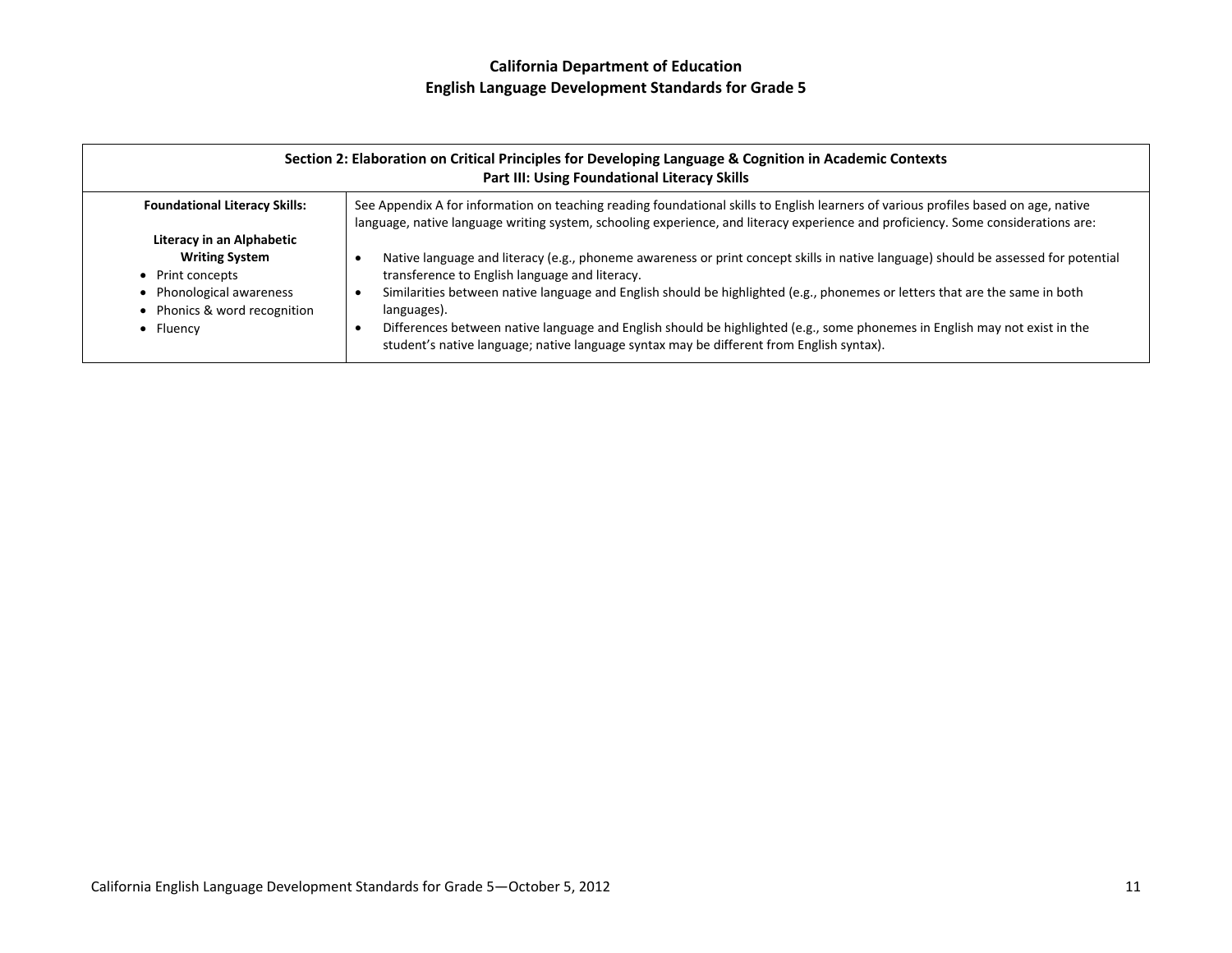# California Department of Education
## English Language Development Standards for Grade 5

| Section 2: Elaboration on Critical Principles for Developing Language & Cognition in Academic Contexts<br>Part III: Using Foundational Literacy Skills | |
|---|---|
| **Foundational Literacy Skills:**<br><br>**Literacy in an Alphabetic Writing System**<br>• Print concepts<br>• Phonological awareness<br>• Phonics & word recognition<br>• Fluency | See Appendix A for information on teaching reading foundational skills to English learners of various profiles based on age, native language, native language writing system, schooling experience, and literacy experience and proficiency. Some considerations are:<br><br>• Native language and literacy (e.g., phoneme awareness or print concept skills in native language) should be assessed for potential transference to English language and literacy.<br>• Similarities between native language and English should be highlighted (e.g., phonemes or letters that are the same in both languages).<br>• Differences between native language and English should be highlighted (e.g., some phonemes in English may not exist in the student's native language; native language syntax may be different from English syntax). |